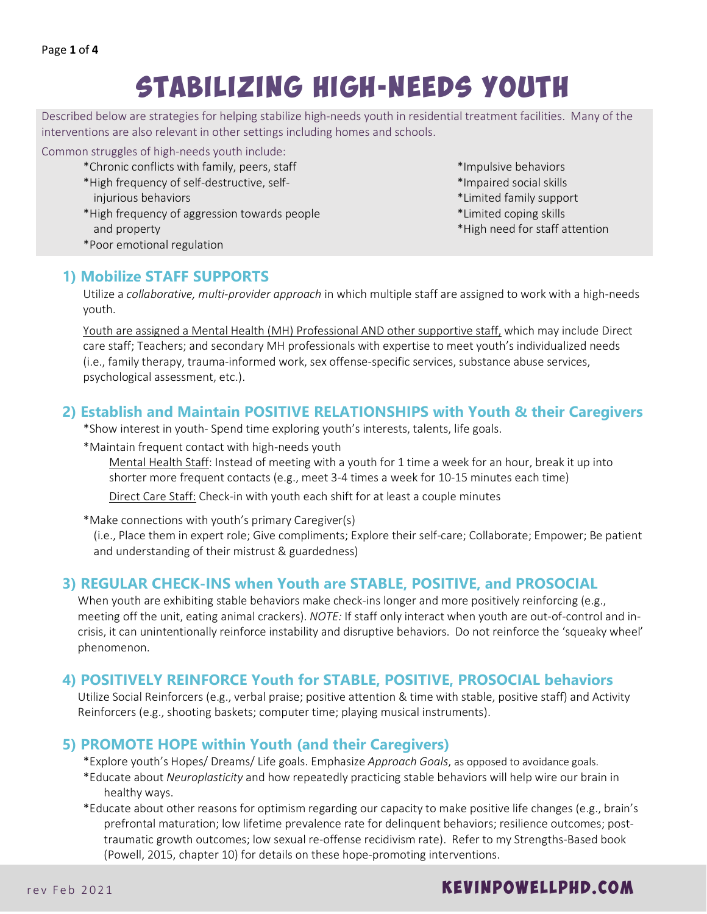# STABILIZING HIGH-NEEDS YOUTH

Described below are strategies for helping stabilize high-needs youth in residential treatment facilities. Many of the interventions are also relevant in other settings including homes and schools.

Common struggles of high-needs youth include:

*Chronic conflicts with family, peers, staff
*High frequency of self-destructive, self-injurious behaviors
*High frequency of aggression towards people and property
*Poor emotional regulation
*Impulsive behaviors
*Impaired social skills
*Limited family support
*Limited coping skills
*High need for staff attention

## 1) Mobilize STAFF SUPPORTS

Utilize a *collaborative, multi-provider approach* in which multiple staff are assigned to work with a high-needs youth.

Youth are assigned a Mental Health (MH) Professional AND other supportive staff, which may include Direct care staff; Teachers; and secondary MH professionals with expertise to meet youth's individualized needs (i.e., family therapy, trauma-informed work, sex offense-specific services, substance abuse services, psychological assessment, etc.).

## 2) Establish and Maintain POSITIVE RELATIONSHIPS with Youth & their Caregivers

*Show interest in youth- Spend time exploring youth's interests, talents, life goals.

*Maintain frequent contact with high-needs youth

Mental Health Staff: Instead of meeting with a youth for 1 time a week for an hour, break it up into shorter more frequent contacts (e.g., meet 3-4 times a week for 10-15 minutes each time)

Direct Care Staff: Check-in with youth each shift for at least a couple minutes

*Make connections with youth's primary Caregiver(s)
(i.e., Place them in expert role; Give compliments; Explore their self-care; Collaborate; Empower; Be patient and understanding of their mistrust & guardedness)

## 3) REGULAR CHECK-INS when Youth are STABLE, POSITIVE, and PROSOCIAL

When youth are exhibiting stable behaviors make check-ins longer and more positively reinforcing (e.g., meeting off the unit, eating animal crackers). *NOTE:* If staff only interact when youth are out-of-control and in-crisis, it can unintentionally reinforce instability and disruptive behaviors. Do not reinforce the 'squeaky wheel' phenomenon.

## 4) POSITIVELY REINFORCE Youth for STABLE, POSITIVE, PROSOCIAL behaviors

Utilize Social Reinforcers (e.g., verbal praise; positive attention & time with stable, positive staff) and Activity Reinforcers (e.g., shooting baskets; computer time; playing musical instruments).

## 5) PROMOTE HOPE within Youth (and their Caregivers)

*Explore youth's Hopes/ Dreams/ Life goals. Emphasize *Approach Goals*, as opposed to avoidance goals.

*Educate about *Neuroplasticity* and how repeatedly practicing stable behaviors will help wire our brain in healthy ways.

*Educate about other reasons for optimism regarding our capacity to make positive life changes (e.g., brain's prefrontal maturation; low lifetime prevalence rate for delinquent behaviors; resilience outcomes; post-traumatic growth outcomes; low sexual re-offense recidivism rate). Refer to my Strengths-Based book (Powell, 2015, chapter 10) for details on these hope-promoting interventions.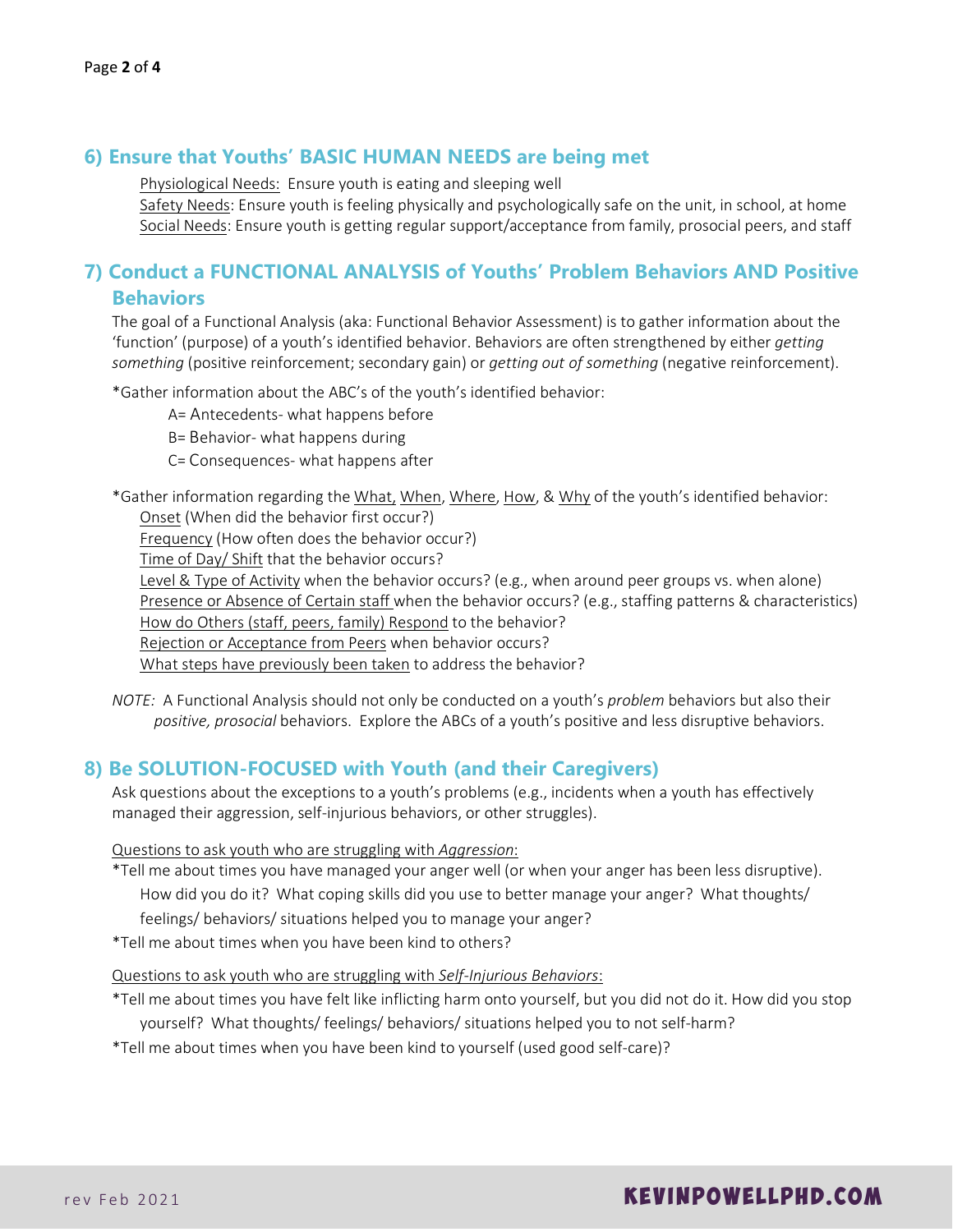## 6) Ensure that Youths' BASIC HUMAN NEEDS are being met

<u>Physiological Needs:</u> Ensure youth is eating and sleeping well
<u>Safety Needs</u>: Ensure youth is feeling physically and psychologically safe on the unit, in school, at home
<u>Social Needs</u>: Ensure youth is getting regular support/acceptance from family, prosocial peers, and staff

## 7) Conduct a FUNCTIONAL ANALYSIS of Youths' Problem Behaviors AND Positive Behaviors

The goal of a Functional Analysis (aka: Functional Behavior Assessment) is to gather information about the 'function' (purpose) of a youth's identified behavior. Behaviors are often strengthened by either *getting something* (positive reinforcement; secondary gain) or *getting out of something* (negative reinforcement).

*Gather information about the ABC's of the youth's identified behavior:

A= Antecedents- what happens before
B= Behavior- what happens during
C= Consequences- what happens after

*Gather information regarding the <u>What</u>, <u>When</u>, <u>Where</u>, <u>How</u>, & <u>Why</u> of the youth's identified behavior:

<u>Onset</u> (When did the behavior first occur?)
<u>Frequency</u> (How often does the behavior occur?)
<u>Time of Day/ Shift</u> that the behavior occurs?
<u>Level & Type of Activity</u> when the behavior occurs? (e.g., when around peer groups vs. when alone)
<u>Presence or Absence of Certain staff</u> when the behavior occurs? (e.g., staffing patterns & characteristics)
<u>How do Others (staff, peers, family) Respond</u> to the behavior?
<u>Rejection or Acceptance from Peers</u> when behavior occurs?
<u>What steps have previously been taken</u> to address the behavior?

*NOTE:* A Functional Analysis should not only be conducted on a youth's *problem* behaviors but also their *positive, prosocial* behaviors. Explore the ABCs of a youth's positive and less disruptive behaviors.

## 8) Be SOLUTION-FOCUSED with Youth (and their Caregivers)

Ask questions about the exceptions to a youth's problems (e.g., incidents when a youth has effectively managed their aggression, self-injurious behaviors, or other struggles).

<u>Questions to ask youth who are struggling with *Aggression*:</u>

*Tell me about times you have managed your anger well (or when your anger has been less disruptive). How did you do it? What coping skills did you use to better manage your anger? What thoughts/ feelings/ behaviors/ situations helped you to manage your anger?

*Tell me about times when you have been kind to others?

<u>Questions to ask youth who are struggling with *Self-Injurious Behaviors*:</u>

*Tell me about times you have felt like inflicting harm onto yourself, but you did not do it. How did you stop yourself? What thoughts/ feelings/ behaviors/ situations helped you to not self-harm?

*Tell me about times when you have been kind to yourself (used good self-care)?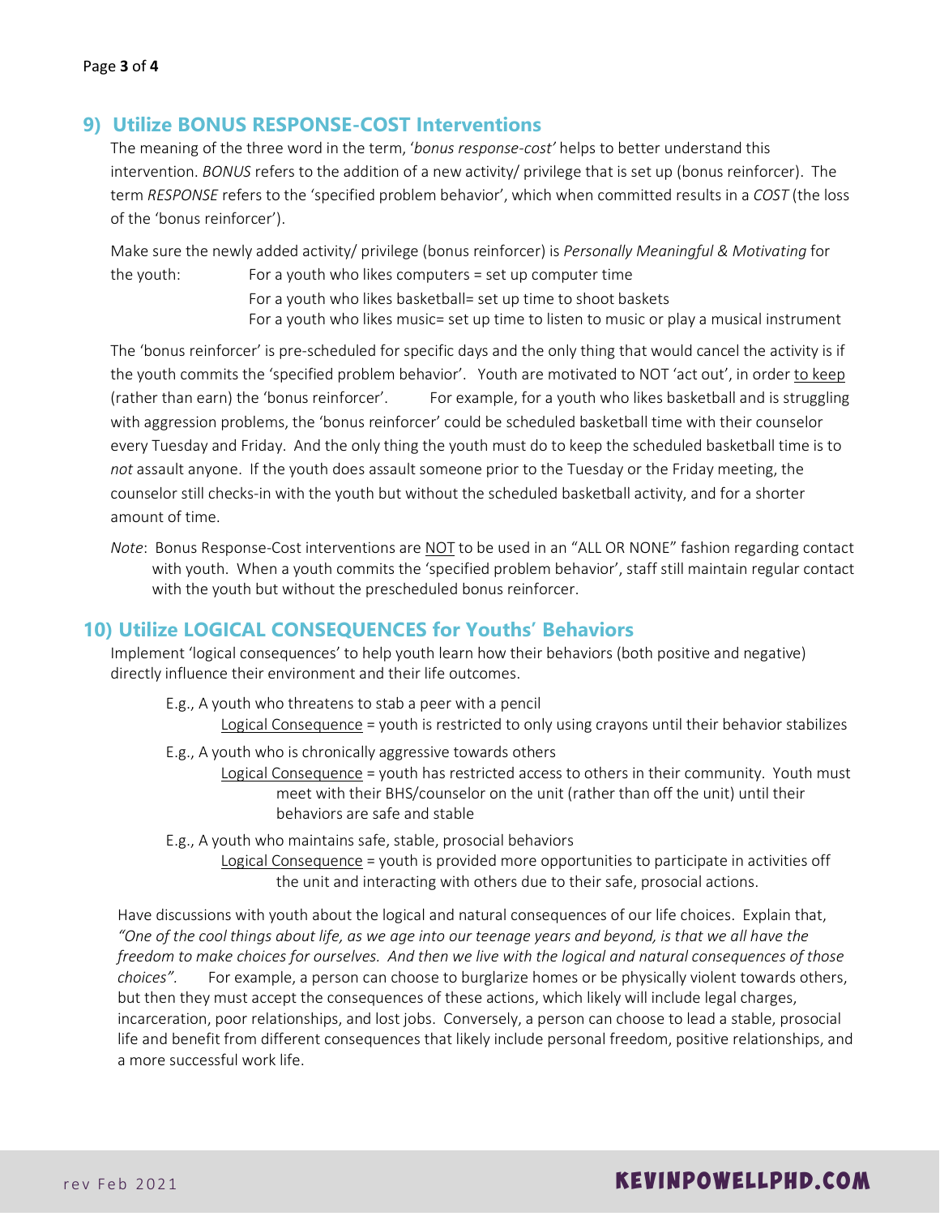## 9) Utilize BONUS RESPONSE-COST Interventions

The meaning of the three word in the term, '*bonus response-cost'* helps to better understand this intervention. *BONUS* refers to the addition of a new activity/ privilege that is set up (bonus reinforcer). The term *RESPONSE* refers to the 'specified problem behavior', which when committed results in a *COST* (the loss of the 'bonus reinforcer').

Make sure the newly added activity/ privilege (bonus reinforcer) is *Personally Meaningful & Motivating* for the youth:

- For a youth who likes computers = set up computer time
- For a youth who likes basketball= set up time to shoot baskets
- For a youth who likes music= set up time to listen to music or play a musical instrument

The 'bonus reinforcer' is pre-scheduled for specific days and the only thing that would cancel the activity is if the youth commits the 'specified problem behavior'. Youth are motivated to NOT 'act out', in order <u>to keep</u> (rather than earn) the 'bonus reinforcer'. For example, for a youth who likes basketball and is struggling with aggression problems, the 'bonus reinforcer' could be scheduled basketball time with their counselor every Tuesday and Friday. And the only thing the youth must do to keep the scheduled basketball time is to *not* assault anyone. If the youth does assault someone prior to the Tuesday or the Friday meeting, the counselor still checks-in with the youth but without the scheduled basketball activity, and for a shorter amount of time.

*Note*: Bonus Response-Cost interventions are <u>NOT</u> to be used in an "ALL OR NONE" fashion regarding contact with youth. When a youth commits the 'specified problem behavior', staff still maintain regular contact with the youth but without the prescheduled bonus reinforcer.

## 10) Utilize LOGICAL CONSEQUENCES for Youths' Behaviors

Implement 'logical consequences' to help youth learn how their behaviors (both positive and negative) directly influence their environment and their life outcomes.

E.g., A youth who threatens to stab a peer with a pencil
- <u>Logical Consequence</u> = youth is restricted to only using crayons until their behavior stabilizes

E.g., A youth who is chronically aggressive towards others
- <u>Logical Consequence</u> = youth has restricted access to others in their community. Youth must meet with their BHS/counselor on the unit (rather than off the unit) until their behaviors are safe and stable

E.g., A youth who maintains safe, stable, prosocial behaviors
- <u>Logical Consequence</u> = youth is provided more opportunities to participate in activities off the unit and interacting with others due to their safe, prosocial actions.

Have discussions with youth about the logical and natural consequences of our life choices. Explain that, *"One of the cool things about life, as we age into our teenage years and beyond, is that we all have the freedom to make choices for ourselves. And then we live with the logical and natural consequences of those choices".* For example, a person can choose to burglarize homes or be physically violent towards others, but then they must accept the consequences of these actions, which likely will include legal charges, incarceration, poor relationships, and lost jobs. Conversely, a person can choose to lead a stable, prosocial life and benefit from different consequences that likely include personal freedom, positive relationships, and a more successful work life.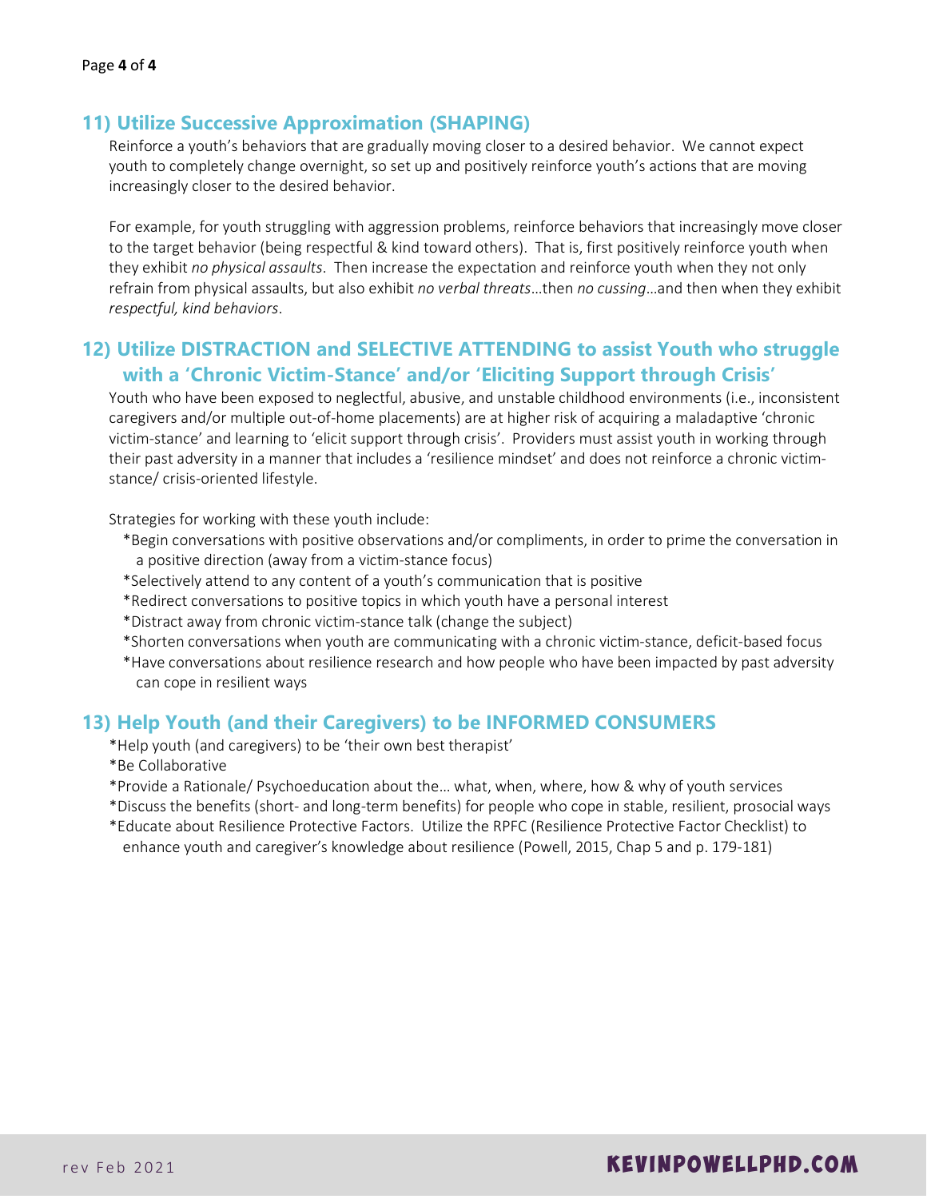## 11) Utilize Successive Approximation (SHAPING)

Reinforce a youth's behaviors that are gradually moving closer to a desired behavior. We cannot expect youth to completely change overnight, so set up and positively reinforce youth's actions that are moving increasingly closer to the desired behavior.

For example, for youth struggling with aggression problems, reinforce behaviors that increasingly move closer to the target behavior (being respectful & kind toward others). That is, first positively reinforce youth when they exhibit *no physical assaults*. Then increase the expectation and reinforce youth when they not only refrain from physical assaults, but also exhibit *no verbal threats*…then *no cussing*…and then when they exhibit *respectful, kind behaviors*.

## 12) Utilize DISTRACTION and SELECTIVE ATTENDING to assist Youth who struggle with a 'Chronic Victim-Stance' and/or 'Eliciting Support through Crisis'

Youth who have been exposed to neglectful, abusive, and unstable childhood environments (i.e., inconsistent caregivers and/or multiple out-of-home placements) are at higher risk of acquiring a maladaptive 'chronic victim-stance' and learning to 'elicit support through crisis'. Providers must assist youth in working through their past adversity in a manner that includes a 'resilience mindset' and does not reinforce a chronic victim-stance/ crisis-oriented lifestyle.

Strategies for working with these youth include:

*Begin conversations with positive observations and/or compliments, in order to prime the conversation in a positive direction (away from a victim-stance focus)
*Selectively attend to any content of a youth's communication that is positive
*Redirect conversations to positive topics in which youth have a personal interest
*Distract away from chronic victim-stance talk (change the subject)
*Shorten conversations when youth are communicating with a chronic victim-stance, deficit-based focus
*Have conversations about resilience research and how people who have been impacted by past adversity can cope in resilient ways

## 13) Help Youth (and their Caregivers) to be INFORMED CONSUMERS

*Help youth (and caregivers) to be 'their own best therapist'
*Be Collaborative
*Provide a Rationale/ Psychoeducation about the… what, when, where, how & why of youth services
*Discuss the benefits (short- and long-term benefits) for people who cope in stable, resilient, prosocial ways
*Educate about Resilience Protective Factors. Utilize the RPFC (Resilience Protective Factor Checklist) to enhance youth and caregiver's knowledge about resilience (Powell, 2015, Chap 5 and p. 179-181)